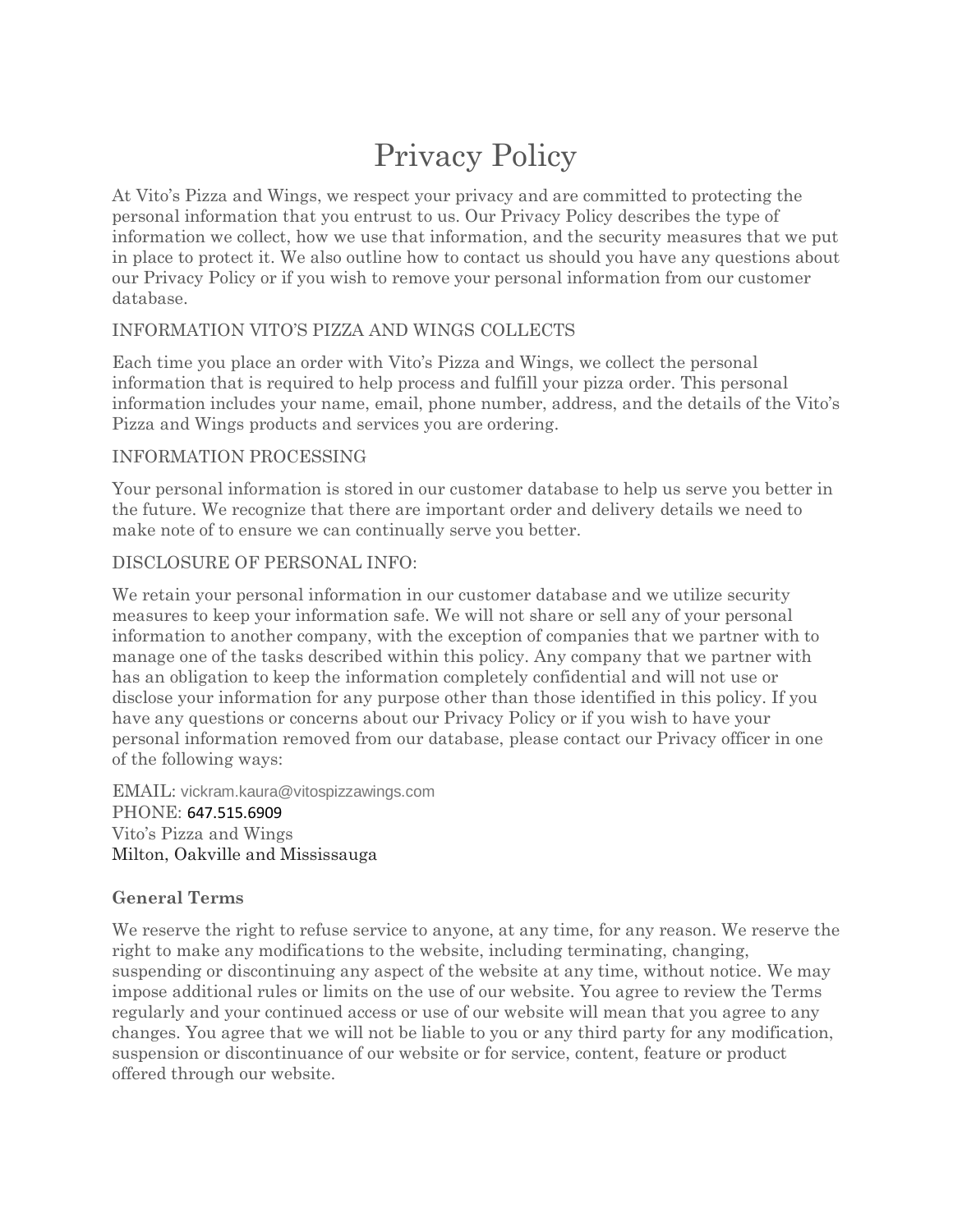# Privacy Policy

At Vito's Pizza and Wings, we respect your privacy and are committed to protecting the personal information that you entrust to us. Our Privacy Policy describes the type of information we collect, how we use that information, and the security measures that we put in place to protect it. We also outline how to contact us should you have any questions about our Privacy Policy or if you wish to remove your personal information from our customer database.

## INFORMATION VITO'S PIZZA AND WINGS COLLECTS

Each time you place an order with Vito's Pizza and Wings, we collect the personal information that is required to help process and fulfill your pizza order. This personal information includes your name, email, phone number, address, and the details of the Vito's Pizza and Wings products and services you are ordering.

## INFORMATION PROCESSING

Your personal information is stored in our customer database to help us serve you better in the future. We recognize that there are important order and delivery details we need to make note of to ensure we can continually serve you better.

## DISCLOSURE OF PERSONAL INFO:

We retain your personal information in our customer database and we utilize security measures to keep your information safe. We will not share or sell any of your personal information to another company, with the exception of companies that we partner with to manage one of the tasks described within this policy. Any company that we partner with has an obligation to keep the information completely confidential and will not use or disclose your information for any purpose other than those identified in this policy. If you have any questions or concerns about our Privacy Policy or if you wish to have your personal information removed from our database, please contact our Privacy officer in one of the following ways:

EMAIL: vickram.kaura@vitospizzawings.com
PHONE: 647.515.6909
Vito's Pizza and Wings
Milton, Oakville and Mississauga

## General Terms

We reserve the right to refuse service to anyone, at any time, for any reason. We reserve the right to make any modifications to the website, including terminating, changing, suspending or discontinuing any aspect of the website at any time, without notice. We may impose additional rules or limits on the use of our website. You agree to review the Terms regularly and your continued access or use of our website will mean that you agree to any changes. You agree that we will not be liable to you or any third party for any modification, suspension or discontinuance of our website or for service, content, feature or product offered through our website.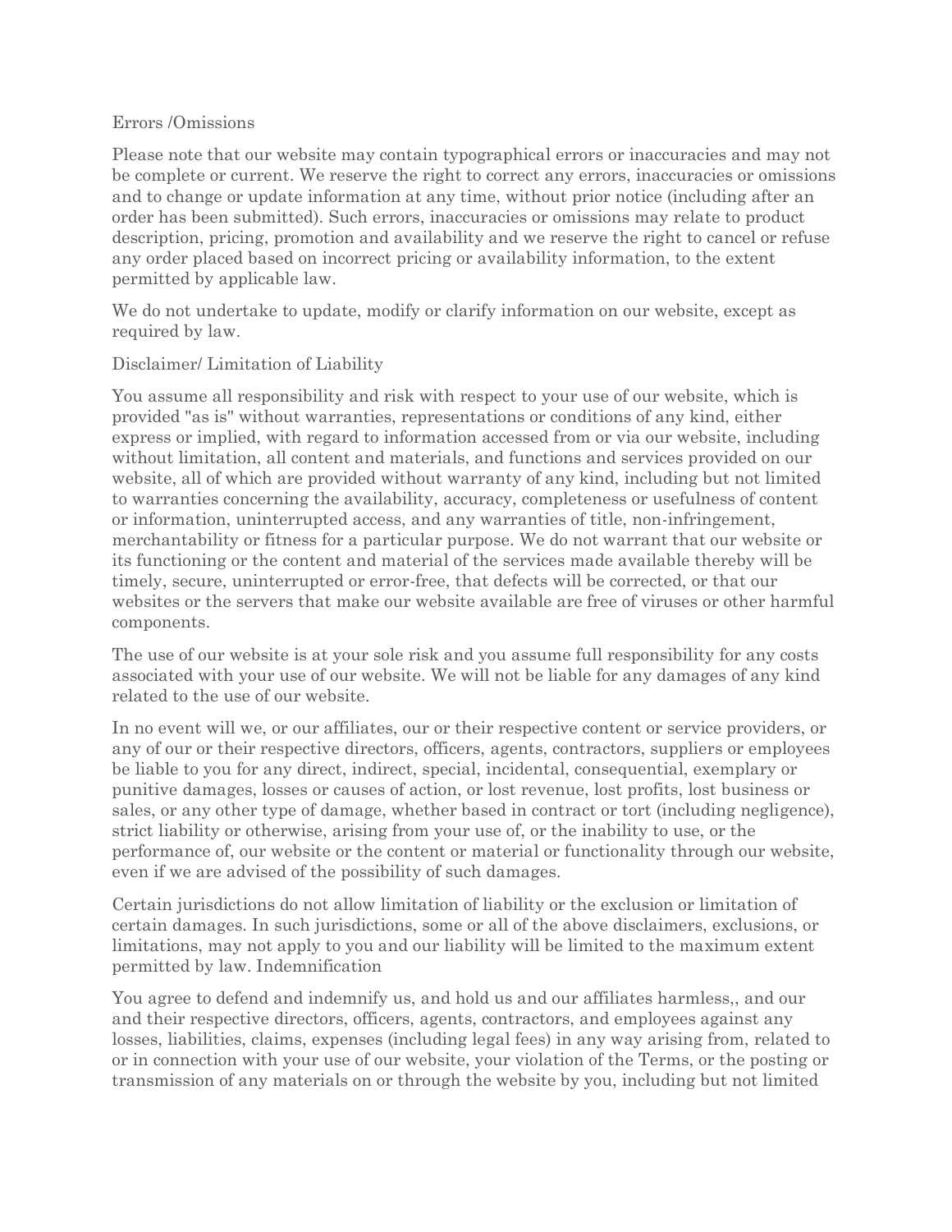## Errors /Omissions

Please note that our website may contain typographical errors or inaccuracies and may not be complete or current. We reserve the right to correct any errors, inaccuracies or omissions and to change or update information at any time, without prior notice (including after an order has been submitted). Such errors, inaccuracies or omissions may relate to product description, pricing, promotion and availability and we reserve the right to cancel or refuse any order placed based on incorrect pricing or availability information, to the extent permitted by applicable law.

We do not undertake to update, modify or clarify information on our website, except as required by law.

## Disclaimer/ Limitation of Liability

You assume all responsibility and risk with respect to your use of our website, which is provided "as is" without warranties, representations or conditions of any kind, either express or implied, with regard to information accessed from or via our website, including without limitation, all content and materials, and functions and services provided on our website, all of which are provided without warranty of any kind, including but not limited to warranties concerning the availability, accuracy, completeness or usefulness of content or information, uninterrupted access, and any warranties of title, non-infringement, merchantability or fitness for a particular purpose. We do not warrant that our website or its functioning or the content and material of the services made available thereby will be timely, secure, uninterrupted or error-free, that defects will be corrected, or that our websites or the servers that make our website available are free of viruses or other harmful components.

The use of our website is at your sole risk and you assume full responsibility for any costs associated with your use of our website. We will not be liable for any damages of any kind related to the use of our website.

In no event will we, or our affiliates, our or their respective content or service providers, or any of our or their respective directors, officers, agents, contractors, suppliers or employees be liable to you for any direct, indirect, special, incidental, consequential, exemplary or punitive damages, losses or causes of action, or lost revenue, lost profits, lost business or sales, or any other type of damage, whether based in contract or tort (including negligence), strict liability or otherwise, arising from your use of, or the inability to use, or the performance of, our website or the content or material or functionality through our website, even if we are advised of the possibility of such damages.

Certain jurisdictions do not allow limitation of liability or the exclusion or limitation of certain damages. In such jurisdictions, some or all of the above disclaimers, exclusions, or limitations, may not apply to you and our liability will be limited to the maximum extent permitted by law. Indemnification

You agree to defend and indemnify us, and hold us and our affiliates harmless,, and our and their respective directors, officers, agents, contractors, and employees against any losses, liabilities, claims, expenses (including legal fees) in any way arising from, related to or in connection with your use of our website, your violation of the Terms, or the posting or transmission of any materials on or through the website by you, including but not limited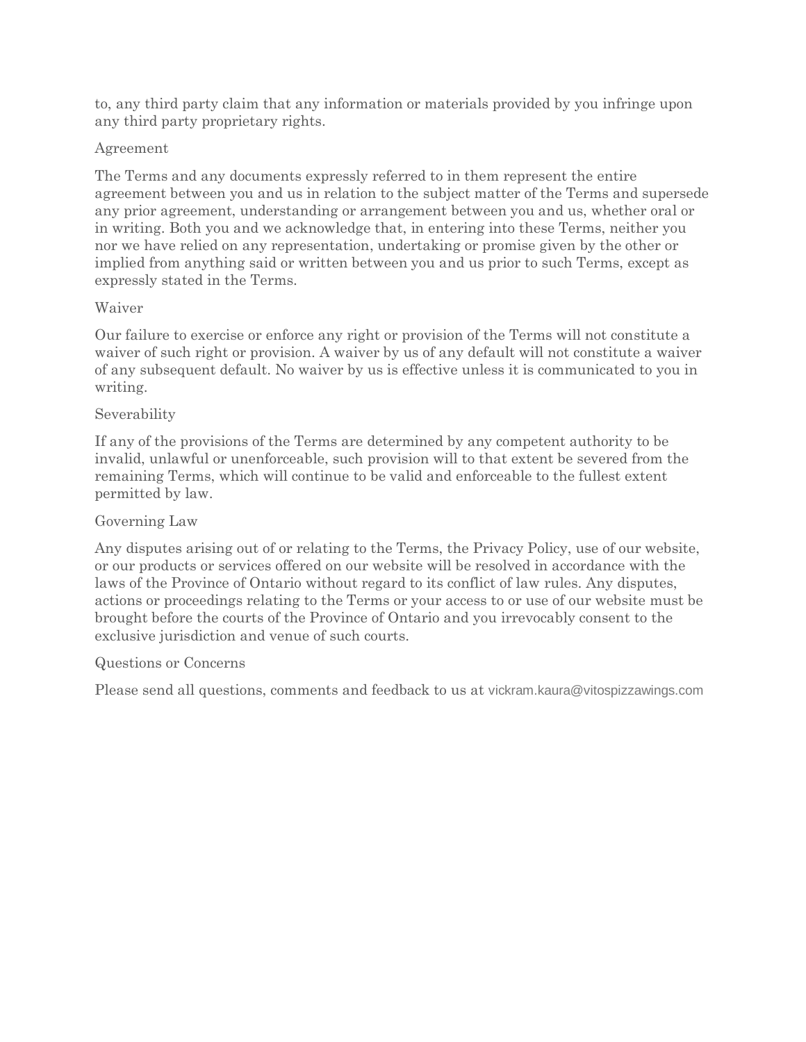to, any third party claim that any information or materials provided by you infringe upon any third party proprietary rights.

## Agreement

The Terms and any documents expressly referred to in them represent the entire agreement between you and us in relation to the subject matter of the Terms and supersede any prior agreement, understanding or arrangement between you and us, whether oral or in writing. Both you and we acknowledge that, in entering into these Terms, neither you nor we have relied on any representation, undertaking or promise given by the other or implied from anything said or written between you and us prior to such Terms, except as expressly stated in the Terms.

## Waiver

Our failure to exercise or enforce any right or provision of the Terms will not constitute a waiver of such right or provision. A waiver by us of any default will not constitute a waiver of any subsequent default. No waiver by us is effective unless it is communicated to you in writing.

## Severability

If any of the provisions of the Terms are determined by any competent authority to be invalid, unlawful or unenforceable, such provision will to that extent be severed from the remaining Terms, which will continue to be valid and enforceable to the fullest extent permitted by law.

## Governing Law

Any disputes arising out of or relating to the Terms, the Privacy Policy, use of our website, or our products or services offered on our website will be resolved in accordance with the laws of the Province of Ontario without regard to its conflict of law rules. Any disputes, actions or proceedings relating to the Terms or your access to or use of our website must be brought before the courts of the Province of Ontario and you irrevocably consent to the exclusive jurisdiction and venue of such courts.

## Questions or Concerns

Please send all questions, comments and feedback to us at vickram.kaura@vitospizzawings.com